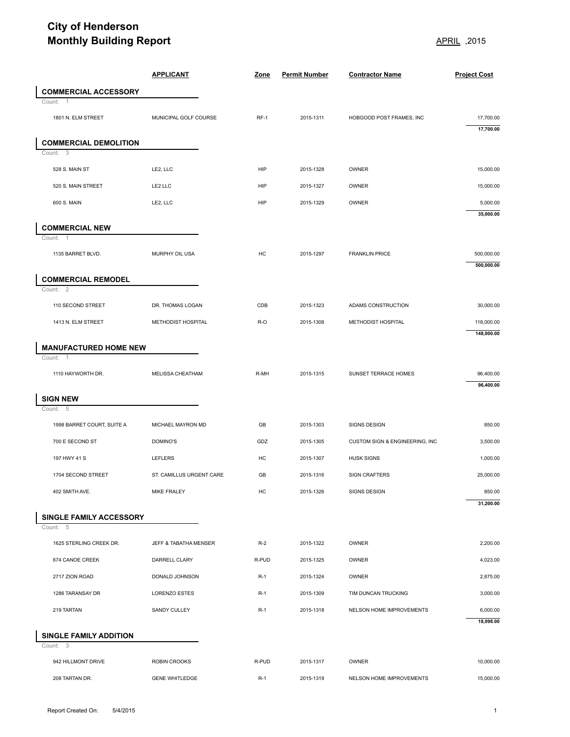# City of Henderson
# Monthly Building Report

APRIL ,2015

| | APPLICANT | Zone | Permit Number | Contractor Name | Project Cost |
|---|---|---|---|---|---|
| **COMMERCIAL ACCESSORY** | | | | | |
| Count: 1 | | | | | |
| 1801 N. ELM STREET | MUNICIPAL GOLF COURSE | RF-1 | 2015-1311 | HOBGOOD POST FRAMES, INC | 17,700.00 |
| | | | | | **17,700.00** |
| **COMMERCIAL DEMOLITION** | | | | | |
| Count: 3 | | | | | |
| 528 S. MAIN ST | LE2, LLC | HIP | 2015-1328 | OWNER | 15,000.00 |
| 520 S. MAIN STREET | LE2 LLC | HIP | 2015-1327 | OWNER | 15,000.00 |
| 600 S. MAIN | LE2, LLC | HIP | 2015-1329 | OWNER | 5,000.00 |
| | | | | | **35,000.00** |
| **COMMERCIAL NEW** | | | | | |
| Count: 1 | | | | | |
| 1135 BARRET BLVD. | MURPHY OIL USA | HC | 2015-1297 | FRANKLIN PRICE | 500,000.00 |
| | | | | | **500,000.00** |
| **COMMERCIAL REMODEL** | | | | | |
| Count: 2 | | | | | |
| 110 SECOND STREET | DR. THOMAS LOGAN | CDB | 2015-1323 | ADAMS CONSTRUCTION | 30,000.00 |
| 1413 N. ELM STREET | METHODIST HOSPITAL | R-O | 2015-1308 | METHODIST HOSPITAL | 118,000.00 |
| | | | | | **148,000.00** |
| **MANUFACTURED HOME NEW** | | | | | |
| Count: 1 | | | | | |
| 1110 HAYWORTH DR. | MELISSA CHEATHAM | R-MH | 2015-1315 | SUNSET TERRACE HOMES | 96,400.00 |
| | | | | | **96,400.00** |
| **SIGN NEW** | | | | | |
| Count: 5 | | | | | |
| 1998 BARRET COURT, SUITE A | MICHAEL MAYRON MD | GB | 2015-1303 | SIGNS DESIGN | 850.00 |
| 700 E SECOND ST | DOMINO'S | GDZ | 2015-1305 | CUSTOM SIGN & ENGINEERING, INC | 3,500.00 |
| 197 HWY 41 S | LEFLERS | HC | 2015-1307 | HUSK SIGNS | 1,000.00 |
| 1704 SECOND STREET | ST. CAMILLUS URGENT CARE | GB | 2015-1316 | SIGN CRAFTERS | 25,000.00 |
| 402 SMITH AVE. | MIKE FRALEY | HC | 2015-1326 | SIGNS DESIGN | 850.00 |
| | | | | | **31,200.00** |
| **SINGLE FAMILY ACCESSORY** | | | | | |
| Count: 5 | | | | | |
| 1625 STERLING CREEK DR. | JEFF & TABATHA MENSER | R-2 | 2015-1322 | OWNER | 2,200.00 |
| 674 CANOE CREEK | DARRELL CLARY | R-PUD | 2015-1325 | OWNER | 4,023.00 |
| 2717 ZION ROAD | DONALD JOHNSON | R-1 | 2015-1324 | OWNER | 2,875.00 |
| 1286 TARANSAY DR | LORENZO ESTES | R-1 | 2015-1309 | TIM DUNCAN TRUCKING | 3,000.00 |
| 219 TARTAN | SANDY CULLEY | R-1 | 2015-1318 | NELSON HOME IMPROVEMENTS | 6,000.00 |
| | | | | | **18,098.00** |
| **SINGLE FAMILY ADDITION** | | | | | |
| Count: 3 | | | | | |
| 942 HILLMONT DRIVE | ROBIN CROOKS | R-PUD | 2015-1317 | OWNER | 10,000.00 |
| 208 TARTAN DR. | GENE WHITLEDGE | R-1 | 2015-1319 | NELSON HOME IMPROVEMENTS | 15,000.00 |

Report Created On: 5/4/2015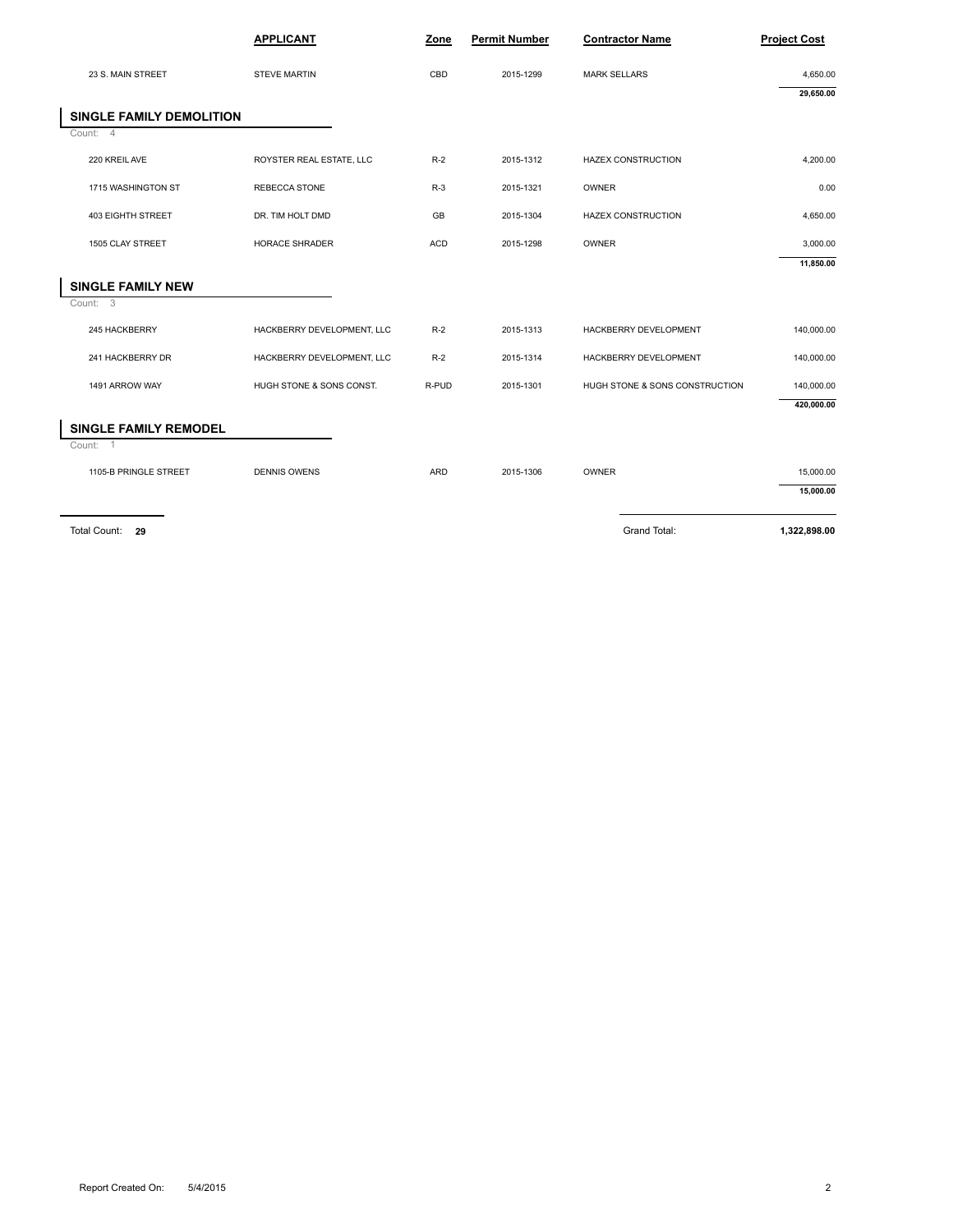| | APPLICANT | Zone | Permit Number | Contractor Name | Project Cost |
|---|---|---|---|---|---|
| 23 S. MAIN STREET | STEVE MARTIN | CBD | 2015-1299 | MARK SELLARS | 4,650.00 |
| | | | | | **29,650.00** |

## SINGLE FAMILY DEMOLITION

Count: 4

| | | | | | |
|---|---|---|---|---|---|
| 220 KREIL AVE | ROYSTER REAL ESTATE, LLC | R-2 | 2015-1312 | HAZEX CONSTRUCTION | 4,200.00 |
| 1715 WASHINGTON ST | REBECCA STONE | R-3 | 2015-1321 | OWNER | 0.00 |
| 403 EIGHTH STREET | DR. TIM HOLT DMD | GB | 2015-1304 | HAZEX CONSTRUCTION | 4,650.00 |
| 1505 CLAY STREET | HORACE SHRADER | ACD | 2015-1298 | OWNER | 3,000.00 |
| | | | | | **11,850.00** |

## SINGLE FAMILY NEW

Count: 3

| | | | | | |
|---|---|---|---|---|---|
| 245 HACKBERRY | HACKBERRY DEVELOPMENT, LLC | R-2 | 2015-1313 | HACKBERRY DEVELOPMENT | 140,000.00 |
| 241 HACKBERRY DR | HACKBERRY DEVELOPMENT, LLC | R-2 | 2015-1314 | HACKBERRY DEVELOPMENT | 140,000.00 |
| 1491 ARROW WAY | HUGH STONE & SONS CONST. | R-PUD | 2015-1301 | HUGH STONE & SONS CONSTRUCTION | 140,000.00 |
| | | | | | **420,000.00** |

## SINGLE FAMILY REMODEL

Count: 1

| | | | | | |
|---|---|---|---|---|---|
| 1105-B PRINGLE STREET | DENNIS OWENS | ARD | 2015-1306 | OWNER | 15,000.00 |
| | | | | | **15,000.00** |

Total Count: **29**

Grand Total: **1,322,898.00**

Report Created On: 5/4/2015